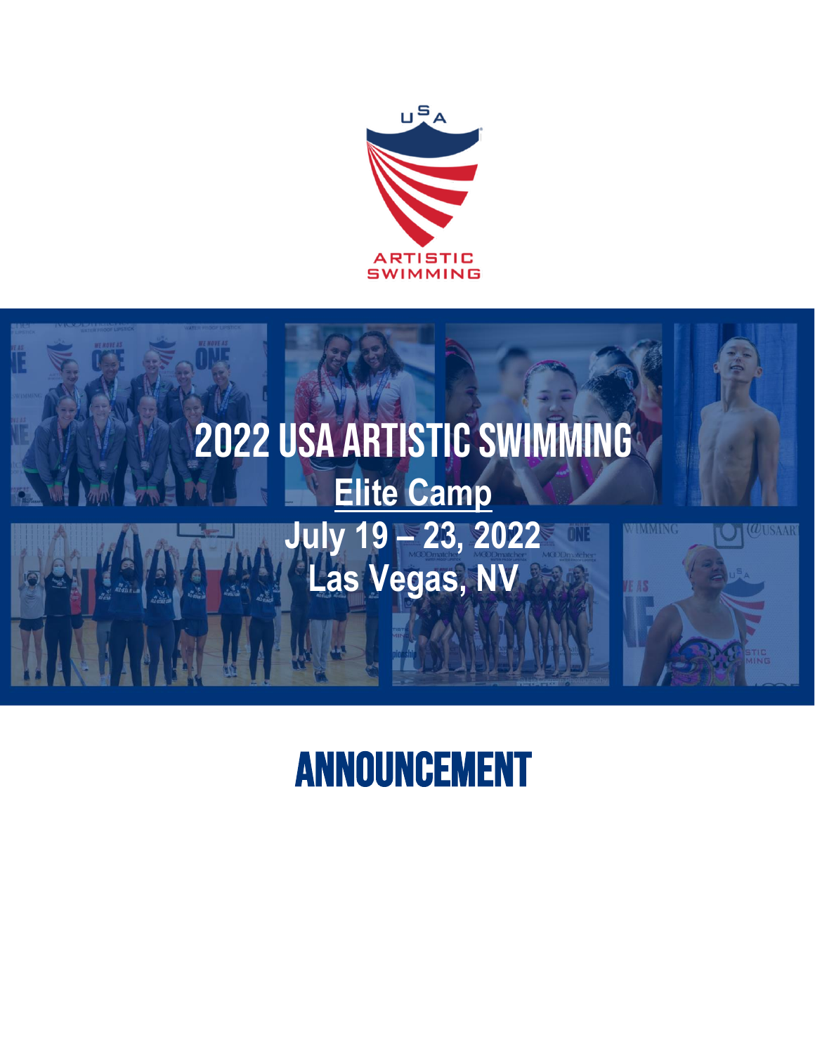USA ARTISTIC SWIMMING

# 2022 USA ARTISTIC SWIMMING

## Elite Camp

## July 19 – 23, 2022

## Las Vegas, NV

# ANNOUNCEMENT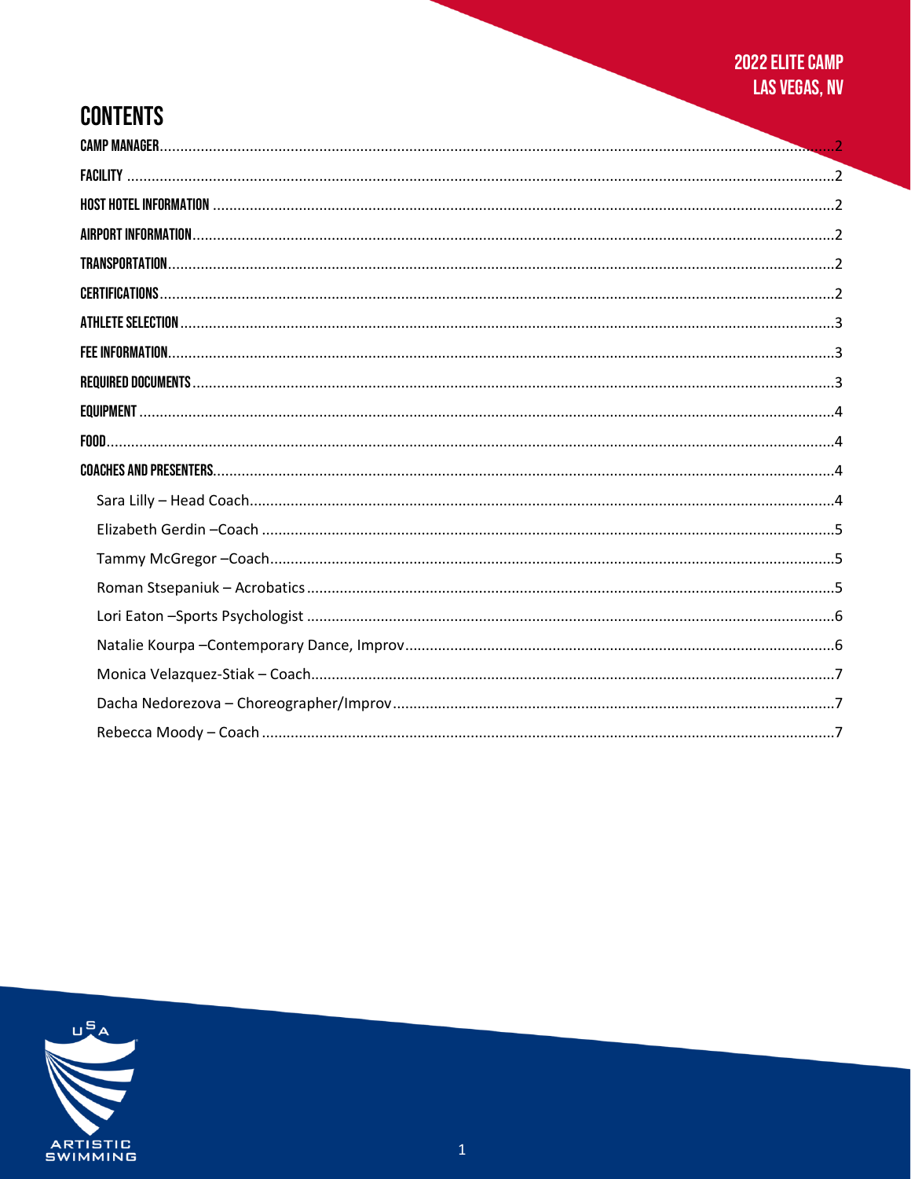# CONTENTS

- CAMP MANAGER ..... 2
- FACILITY ..... 2
- HOST HOTEL INFORMATION ..... 2
- AIRPORT INFORMATION ..... 2
- TRANSPORTATION ..... 2
- CERTIFICATIONS ..... 2
- ATHLETE SELECTION ..... 3
- FEE INFORMATION ..... 3
- REQUIRED DOCUMENTS ..... 3
- EQUIPMENT ..... 4
- FOOD ..... 4
- COACHES AND PRESENTERS ..... 4
  - Sara Lilly – Head Coach ..... 4
  - Elizabeth Gerdin –Coach ..... 5
  - Tammy McGregor –Coach ..... 5
  - Roman Stsepaniuk – Acrobatics ..... 5
  - Lori Eaton –Sports Psychologist ..... 6
  - Natalie Kourpa –Contemporary Dance, Improv ..... 6
  - Monica Velazquez-Stiak – Coach ..... 7
  - Dacha Nedorezova – Choreographer/Improv ..... 7
  - Rebecca Moody – Coach ..... 7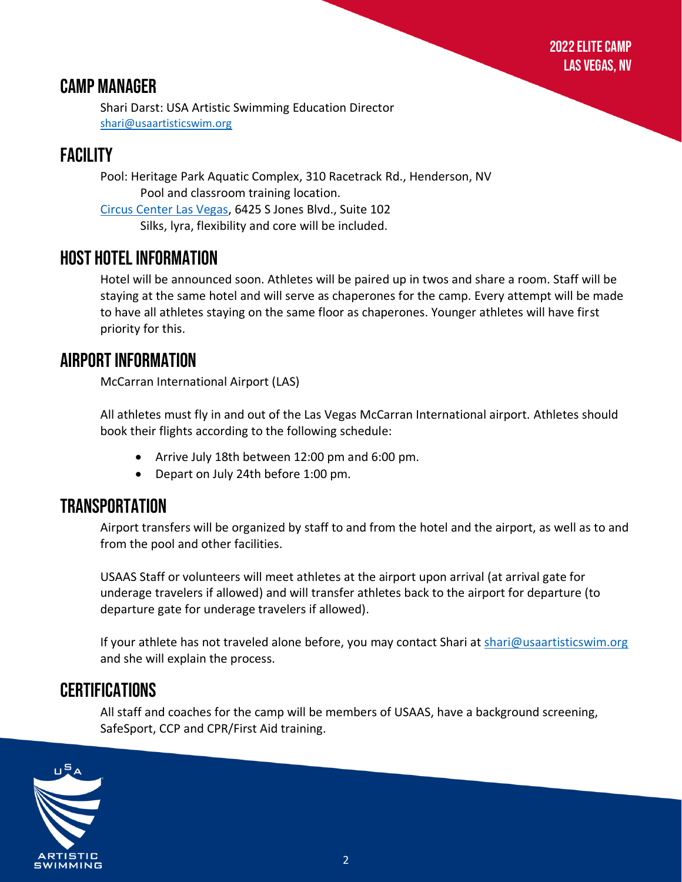## CAMP MANAGER

Shari Darst: USA Artistic Swimming Education Director
shari@usaartisticswim.org

## FACILITY

Pool: Heritage Park Aquatic Complex, 310 Racetrack Rd., Henderson, NV
Pool and classroom training location.

Circus Center Las Vegas, 6425 S Jones Blvd., Suite 102
Silks, lyra, flexibility and core will be included.

## HOST HOTEL INFORMATION

Hotel will be announced soon. Athletes will be paired up in twos and share a room. Staff will be staying at the same hotel and will serve as chaperones for the camp. Every attempt will be made to have all athletes staying on the same floor as chaperones. Younger athletes will have first priority for this.

## AIRPORT INFORMATION

McCarran International Airport (LAS)

All athletes must fly in and out of the Las Vegas McCarran International airport. Athletes should book their flights according to the following schedule:

- Arrive July 18th between 12:00 pm and 6:00 pm.
- Depart on July 24th before 1:00 pm.

## TRANSPORTATION

Airport transfers will be organized by staff to and from the hotel and the airport, as well as to and from the pool and other facilities.

USAAS Staff or volunteers will meet athletes at the airport upon arrival (at arrival gate for underage travelers if allowed) and will transfer athletes back to the airport for departure (to departure gate for underage travelers if allowed).

If your athlete has not traveled alone before, you may contact Shari at shari@usaartisticswim.org and she will explain the process.

## CERTIFICATIONS

All staff and coaches for the camp will be members of USAAS, have a background screening, SafeSport, CCP and CPR/First Aid training.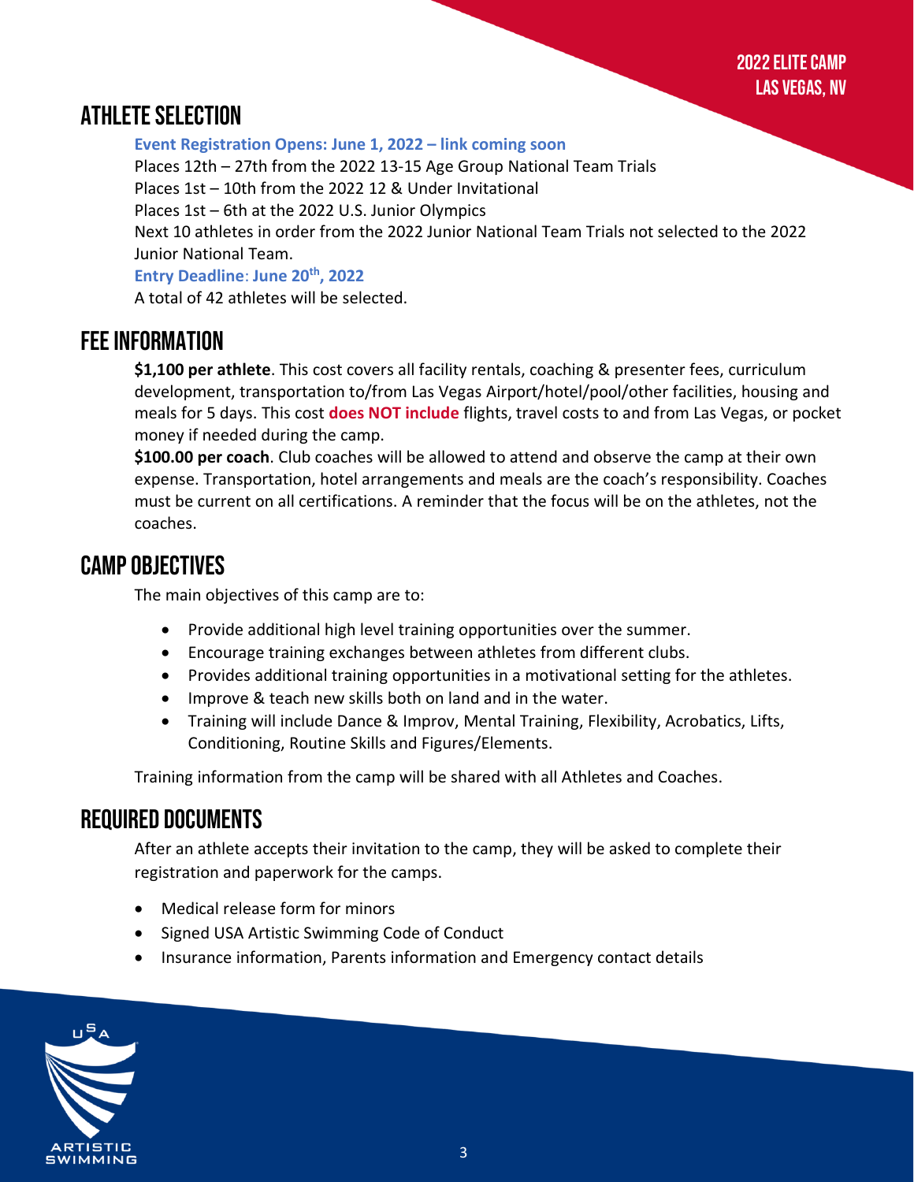## ATHLETE SELECTION

**Event Registration Opens: June 1, 2022 – link coming soon**

Places 12th – 27th from the 2022 13-15 Age Group National Team Trials
Places 1st – 10th from the 2022 12 & Under Invitational
Places 1st – 6th at the 2022 U.S. Junior Olympics
Next 10 athletes in order from the 2022 Junior National Team Trials not selected to the 2022 Junior National Team.

**Entry Deadline: June 20th, 2022**

A total of 42 athletes will be selected.

## FEE INFORMATION

**$1,100 per athlete**. This cost covers all facility rentals, coaching & presenter fees, curriculum development, transportation to/from Las Vegas Airport/hotel/pool/other facilities, housing and meals for 5 days. This cost **does NOT include** flights, travel costs to and from Las Vegas, or pocket money if needed during the camp.

**$100.00 per coach**. Club coaches will be allowed to attend and observe the camp at their own expense. Transportation, hotel arrangements and meals are the coach's responsibility. Coaches must be current on all certifications. A reminder that the focus will be on the athletes, not the coaches.

## CAMP OBJECTIVES

The main objectives of this camp are to:

- Provide additional high level training opportunities over the summer.
- Encourage training exchanges between athletes from different clubs.
- Provides additional training opportunities in a motivational setting for the athletes.
- Improve & teach new skills both on land and in the water.
- Training will include Dance & Improv, Mental Training, Flexibility, Acrobatics, Lifts, Conditioning, Routine Skills and Figures/Elements.

Training information from the camp will be shared with all Athletes and Coaches.

## REQUIRED DOCUMENTS

After an athlete accepts their invitation to the camp, they will be asked to complete their registration and paperwork for the camps.

- Medical release form for minors
- Signed USA Artistic Swimming Code of Conduct
- Insurance information, Parents information and Emergency contact details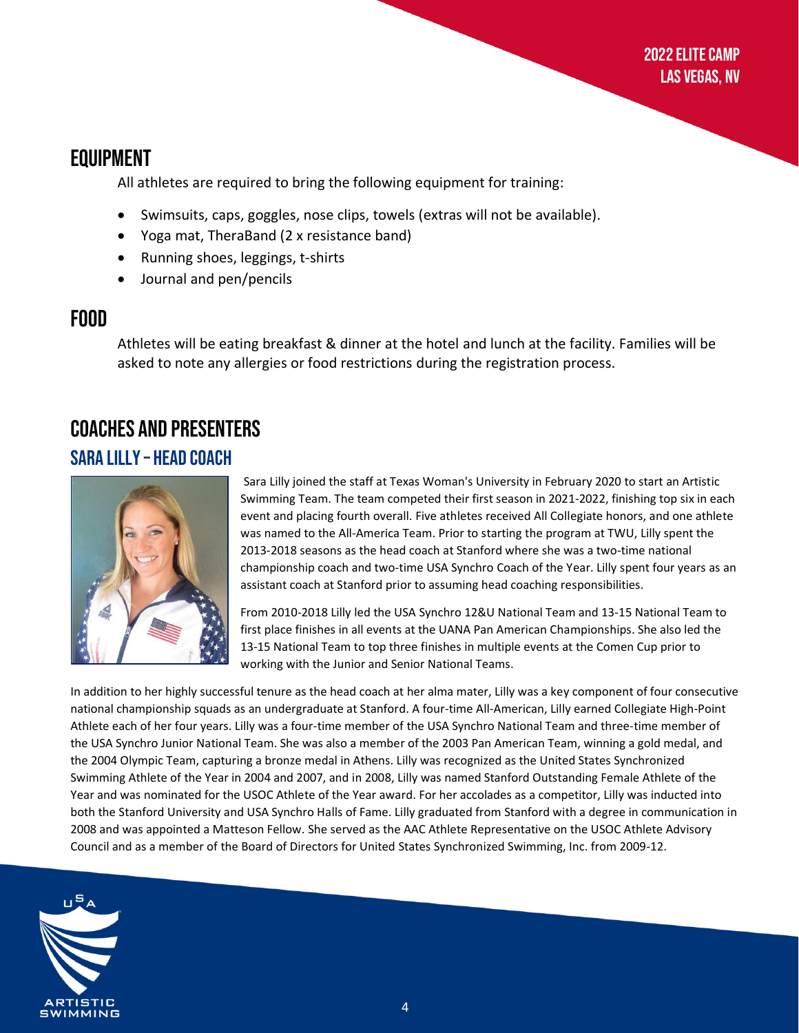## EQUIPMENT

All athletes are required to bring the following equipment for training:

- Swimsuits, caps, goggles, nose clips, towels (extras will not be available).
- Yoga mat, TheraBand (2 x resistance band)
- Running shoes, leggings, t-shirts
- Journal and pen/pencils

## FOOD

Athletes will be eating breakfast & dinner at the hotel and lunch at the facility. Families will be asked to note any allergies or food restrictions during the registration process.

## COACHES AND PRESENTERS

### SARA LILLY – HEAD COACH

Sara Lilly joined the staff at Texas Woman's University in February 2020 to start an Artistic Swimming Team. The team competed their first season in 2021-2022, finishing top six in each event and placing fourth overall. Five athletes received All Collegiate honors, and one athlete was named to the All-America Team. Prior to starting the program at TWU, Lilly spent the 2013-2018 seasons as the head coach at Stanford where she was a two-time national championship coach and two-time USA Synchro Coach of the Year. Lilly spent four years as an assistant coach at Stanford prior to assuming head coaching responsibilities.

From 2010-2018 Lilly led the USA Synchro 12&U National Team and 13-15 National Team to first place finishes in all events at the UANA Pan American Championships. She also led the 13-15 National Team to top three finishes in multiple events at the Comen Cup prior to working with the Junior and Senior National Teams.

In addition to her highly successful tenure as the head coach at her alma mater, Lilly was a key component of four consecutive national championship squads as an undergraduate at Stanford. A four-time All-American, Lilly earned Collegiate High-Point Athlete each of her four years. Lilly was a four-time member of the USA Synchro National Team and three-time member of the USA Synchro Junior National Team. She was also a member of the 2003 Pan American Team, winning a gold medal, and the 2004 Olympic Team, capturing a bronze medal in Athens. Lilly was recognized as the United States Synchronized Swimming Athlete of the Year in 2004 and 2007, and in 2008, Lilly was named Stanford Outstanding Female Athlete of the Year and was nominated for the USOC Athlete of the Year award. For her accolades as a competitor, Lilly was inducted into both the Stanford University and USA Synchro Halls of Fame. Lilly graduated from Stanford with a degree in communication in 2008 and was appointed a Matteson Fellow. She served as the AAC Athlete Representative on the USOC Athlete Advisory Council and as a member of the Board of Directors for United States Synchronized Swimming, Inc. from 2009-12.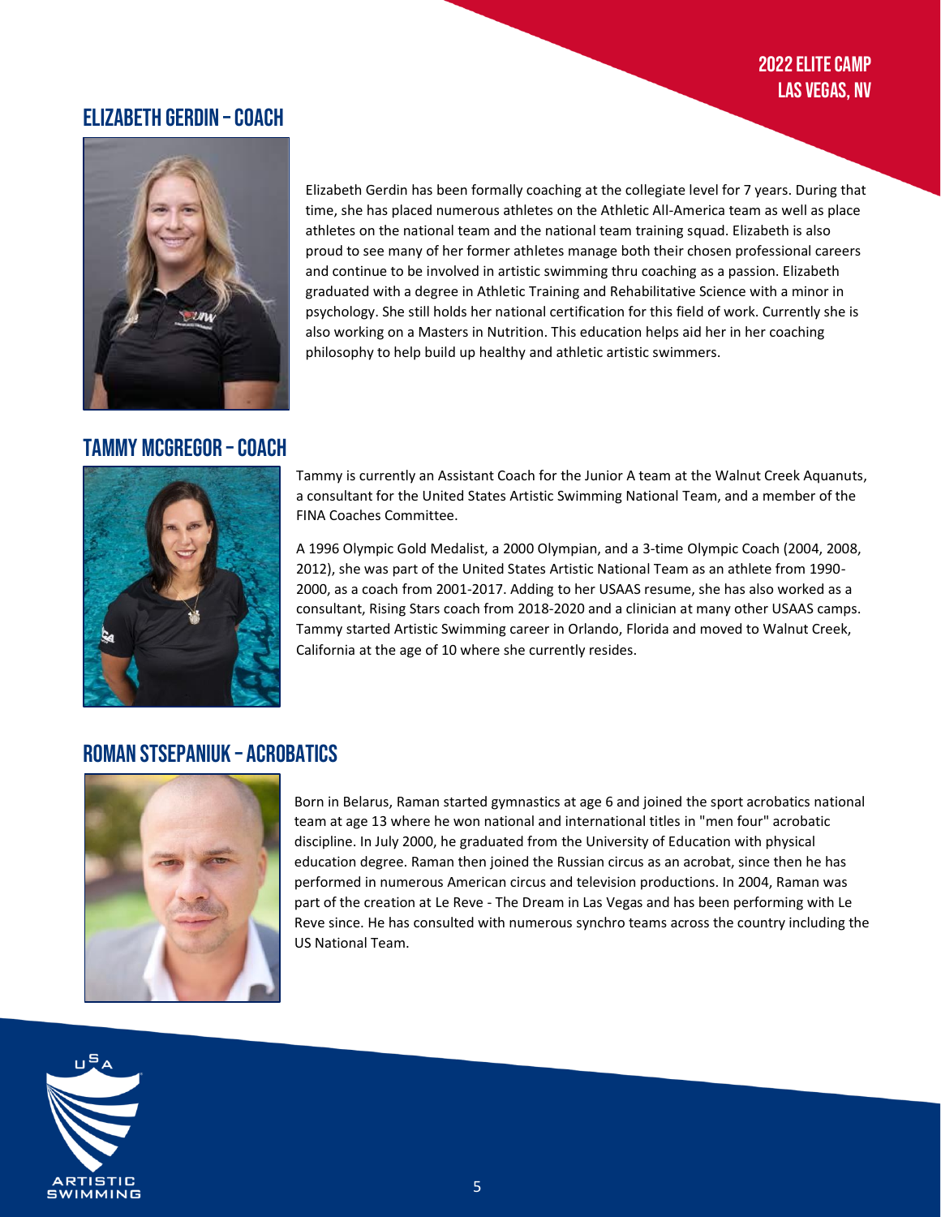## ELIZABETH GERDIN – COACH

Elizabeth Gerdin has been formally coaching at the collegiate level for 7 years. During that time, she has placed numerous athletes on the Athletic All-America team as well as place athletes on the national team and the national team training squad. Elizabeth is also proud to see many of her former athletes manage both their chosen professional careers and continue to be involved in artistic swimming thru coaching as a passion. Elizabeth graduated with a degree in Athletic Training and Rehabilitative Science with a minor in psychology. She still holds her national certification for this field of work. Currently she is also working on a Masters in Nutrition. This education helps aid her in her coaching philosophy to help build up healthy and athletic artistic swimmers.

## TAMMY MCGREGOR – COACH

Tammy is currently an Assistant Coach for the Junior A team at the Walnut Creek Aquanuts, a consultant for the United States Artistic Swimming National Team, and a member of the FINA Coaches Committee.

A 1996 Olympic Gold Medalist, a 2000 Olympian, and a 3-time Olympic Coach (2004, 2008, 2012), she was part of the United States Artistic National Team as an athlete from 1990-2000, as a coach from 2001-2017. Adding to her USAAS resume, she has also worked as a consultant, Rising Stars coach from 2018-2020 and a clinician at many other USAAS camps. Tammy started Artistic Swimming career in Orlando, Florida and moved to Walnut Creek, California at the age of 10 where she currently resides.

## ROMAN STSEPANIUK – ACROBATICS

Born in Belarus, Raman started gymnastics at age 6 and joined the sport acrobatics national team at age 13 where he won national and international titles in "men four" acrobatic discipline. In July 2000, he graduated from the University of Education with physical education degree. Raman then joined the Russian circus as an acrobat, since then he has performed in numerous American circus and television productions. In 2004, Raman was part of the creation at Le Reve - The Dream in Las Vegas and has been performing with Le Reve since. He has consulted with numerous synchro teams across the country including the US National Team.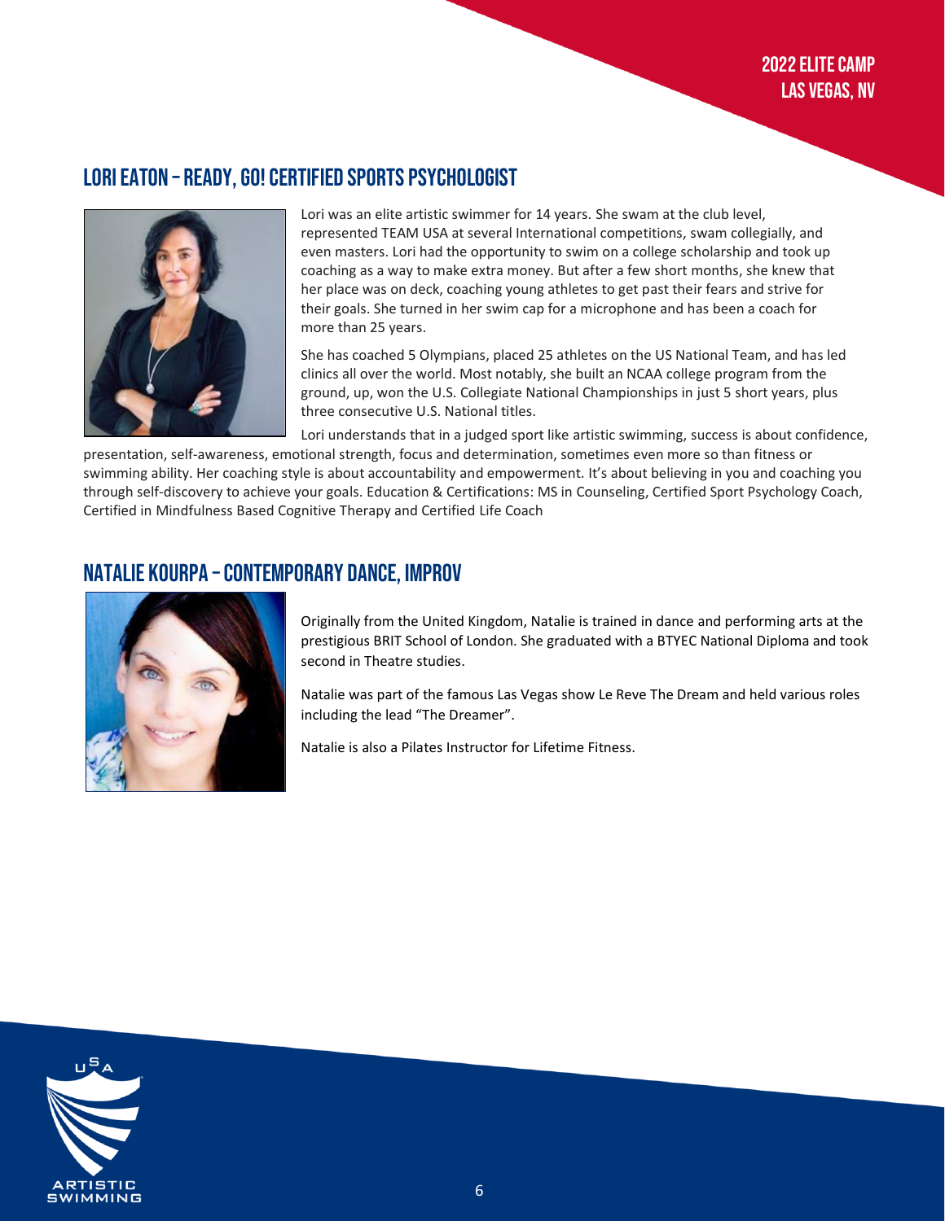## LORI EATON – READY, GO! CERTIFIED SPORTS PSYCHOLOGIST

Lori was an elite artistic swimmer for 14 years. She swam at the club level, represented TEAM USA at several International competitions, swam collegially, and even masters. Lori had the opportunity to swim on a college scholarship and took up coaching as a way to make extra money. But after a few short months, she knew that her place was on deck, coaching young athletes to get past their fears and strive for their goals. She turned in her swim cap for a microphone and has been a coach for more than 25 years.

She has coached 5 Olympians, placed 25 athletes on the US National Team, and has led clinics all over the world. Most notably, she built an NCAA college program from the ground, up, won the U.S. Collegiate National Championships in just 5 short years, plus three consecutive U.S. National titles.

Lori understands that in a judged sport like artistic swimming, success is about confidence, presentation, self-awareness, emotional strength, focus and determination, sometimes even more so than fitness or swimming ability. Her coaching style is about accountability and empowerment. It's about believing in you and coaching you through self-discovery to achieve your goals. Education & Certifications: MS in Counseling, Certified Sport Psychology Coach, Certified in Mindfulness Based Cognitive Therapy and Certified Life Coach

## NATALIE KOURPA – CONTEMPORARY DANCE, IMPROV

Originally from the United Kingdom, Natalie is trained in dance and performing arts at the prestigious BRIT School of London. She graduated with a BTYEC National Diploma and took second in Theatre studies.

Natalie was part of the famous Las Vegas show Le Reve The Dream and held various roles including the lead "The Dreamer".

Natalie is also a Pilates Instructor for Lifetime Fitness.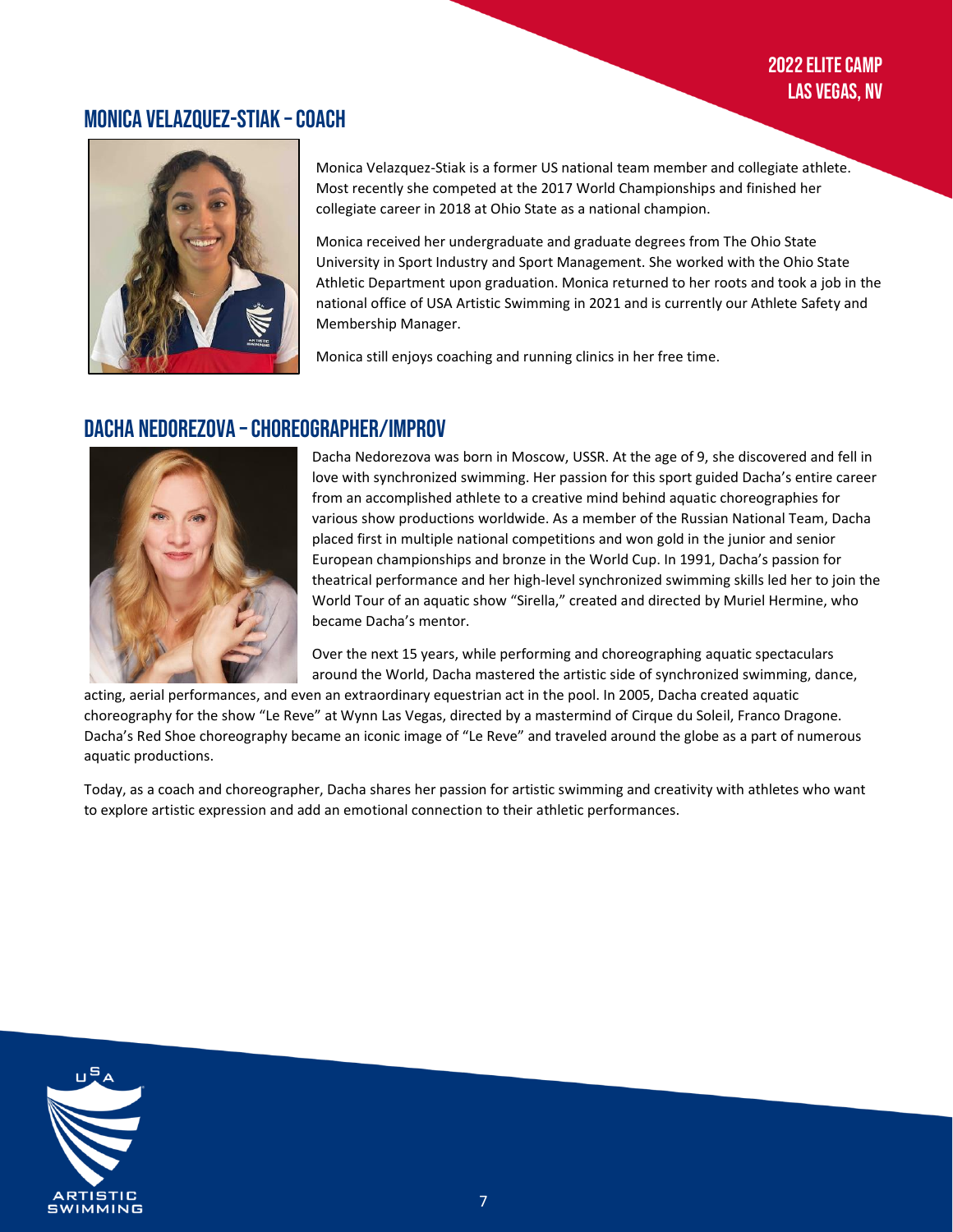## MONICA VELAZQUEZ-STIAK – COACH

Monica Velazquez-Stiak is a former US national team member and collegiate athlete. Most recently she competed at the 2017 World Championships and finished her collegiate career in 2018 at Ohio State as a national champion.

Monica received her undergraduate and graduate degrees from The Ohio State University in Sport Industry and Sport Management. She worked with the Ohio State Athletic Department upon graduation. Monica returned to her roots and took a job in the national office of USA Artistic Swimming in 2021 and is currently our Athlete Safety and Membership Manager.

Monica still enjoys coaching and running clinics in her free time.

## DACHA NEDOREZOVA – CHOREOGRAPHER/IMPROV

Dacha Nedorezova was born in Moscow, USSR. At the age of 9, she discovered and fell in love with synchronized swimming. Her passion for this sport guided Dacha's entire career from an accomplished athlete to a creative mind behind aquatic choreographies for various show productions worldwide. As a member of the Russian National Team, Dacha placed first in multiple national competitions and won gold in the junior and senior European championships and bronze in the World Cup. In 1991, Dacha's passion for theatrical performance and her high-level synchronized swimming skills led her to join the World Tour of an aquatic show "Sirella," created and directed by Muriel Hermine, who became Dacha's mentor.

Over the next 15 years, while performing and choreographing aquatic spectaculars around the World, Dacha mastered the artistic side of synchronized swimming, dance, acting, aerial performances, and even an extraordinary equestrian act in the pool. In 2005, Dacha created aquatic choreography for the show "Le Reve" at Wynn Las Vegas, directed by a mastermind of Cirque du Soleil, Franco Dragone. Dacha's Red Shoe choreography became an iconic image of "Le Reve" and traveled around the globe as a part of numerous aquatic productions.

Today, as a coach and choreographer, Dacha shares her passion for artistic swimming and creativity with athletes who want to explore artistic expression and add an emotional connection to their athletic performances.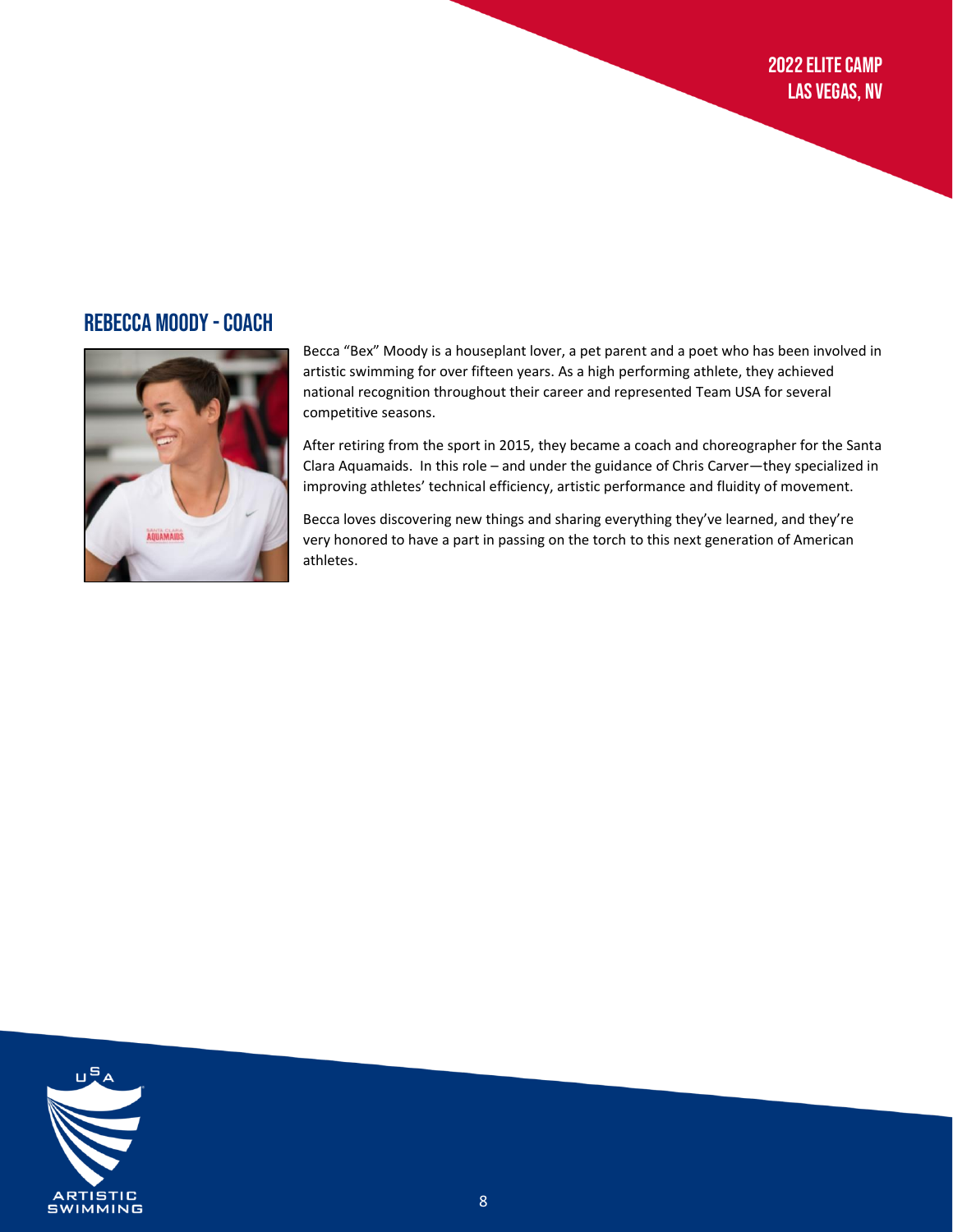## REBECCA MOODY - COACH

Becca "Bex" Moody is a houseplant lover, a pet parent and a poet who has been involved in artistic swimming for over fifteen years. As a high performing athlete, they achieved national recognition throughout their career and represented Team USA for several competitive seasons.

After retiring from the sport in 2015, they became a coach and choreographer for the Santa Clara Aquamaids. In this role – and under the guidance of Chris Carver—they specialized in improving athletes' technical efficiency, artistic performance and fluidity of movement.

Becca loves discovering new things and sharing everything they've learned, and they're very honored to have a part in passing on the torch to this next generation of American athletes.